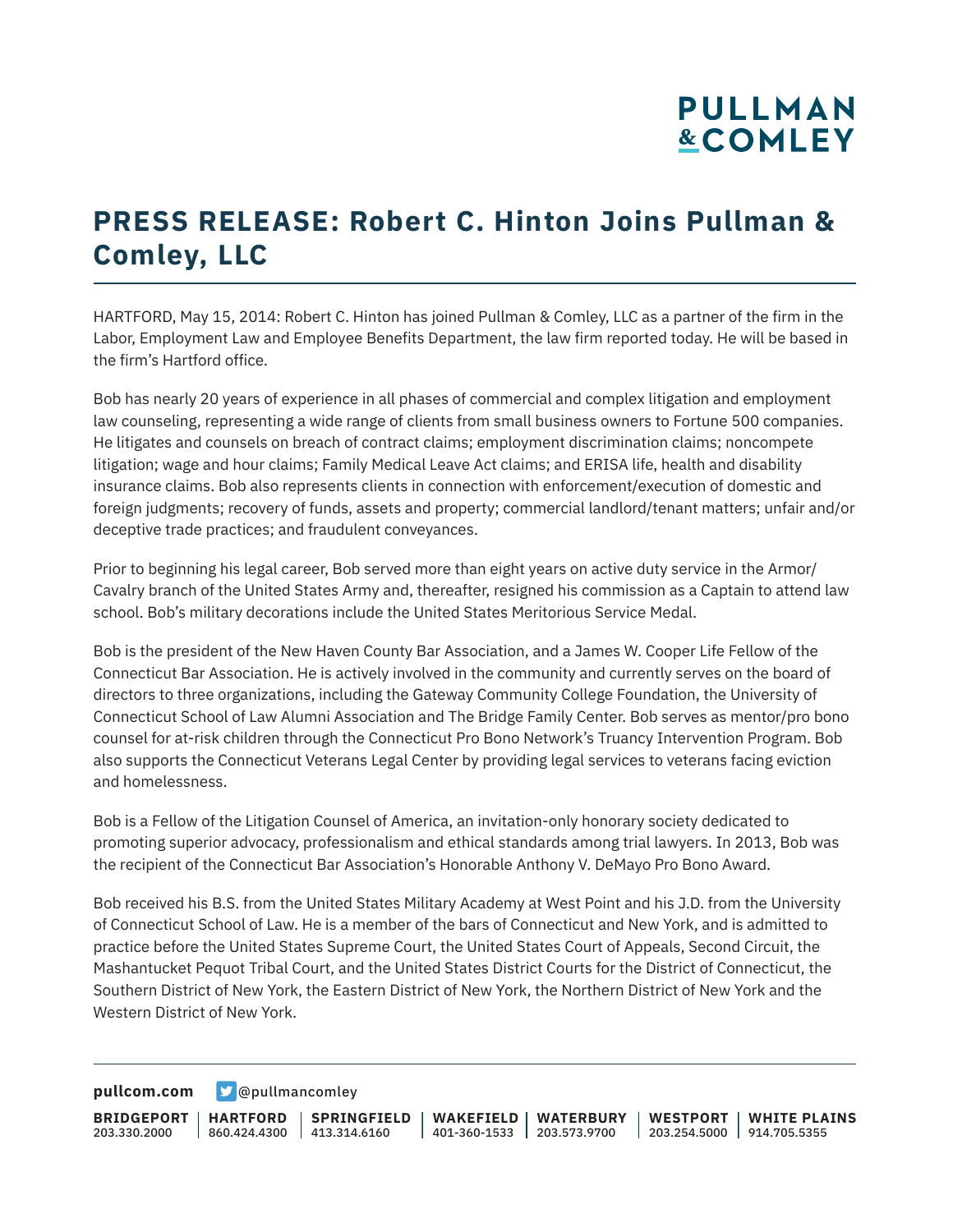# PRESS RELEASE: Robert C. Hinton Joins Pullman & Comley, LLC

HARTFORD, May 15, 2014: Robert C. Hinton has joined Pullman & Comley, LLC as a partner of the firm in the Labor, Employment Law and Employee Benefits Department, the law firm reported today. He will be based in the firm's Hartford office.

Bob has nearly 20 years of experience in all phases of commercial and complex litigation and employment law counseling, representing a wide range of clients from small business owners to Fortune 500 companies. He litigates and counsels on breach of contract claims; employment discrimination claims; noncompete litigation; wage and hour claims; Family Medical Leave Act claims; and ERISA life, health and disability insurance claims. Bob also represents clients in connection with enforcement/execution of domestic and foreign judgments; recovery of funds, assets and property; commercial landlord/tenant matters; unfair and/or deceptive trade practices; and fraudulent conveyances.

Prior to beginning his legal career, Bob served more than eight years on active duty service in the Armor/Cavalry branch of the United States Army and, thereafter, resigned his commission as a Captain to attend law school. Bob's military decorations include the United States Meritorious Service Medal.

Bob is the president of the New Haven County Bar Association, and a James W. Cooper Life Fellow of the Connecticut Bar Association. He is actively involved in the community and currently serves on the board of directors to three organizations, including the Gateway Community College Foundation, the University of Connecticut School of Law Alumni Association and The Bridge Family Center. Bob serves as mentor/pro bono counsel for at-risk children through the Connecticut Pro Bono Network's Truancy Intervention Program. Bob also supports the Connecticut Veterans Legal Center by providing legal services to veterans facing eviction and homelessness.

Bob is a Fellow of the Litigation Counsel of America, an invitation-only honorary society dedicated to promoting superior advocacy, professionalism and ethical standards among trial lawyers. In 2013, Bob was the recipient of the Connecticut Bar Association's Honorable Anthony V. DeMayo Pro Bono Award.

Bob received his B.S. from the United States Military Academy at West Point and his J.D. from the University of Connecticut School of Law. He is a member of the bars of Connecticut and New York, and is admitted to practice before the United States Supreme Court, the United States Court of Appeals, Second Circuit, the Mashantucket Pequot Tribal Court, and the United States District Courts for the District of Connecticut, the Southern District of New York, the Eastern District of New York, the Northern District of New York and the Western District of New York.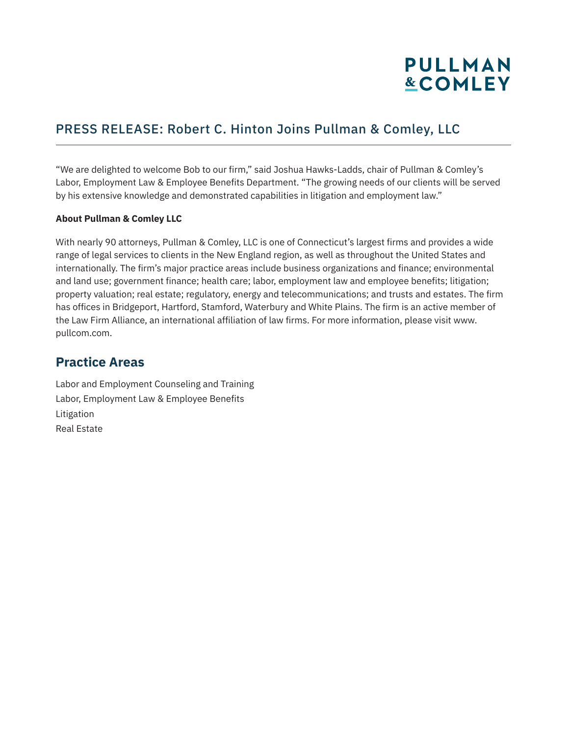# PRESS RELEASE: Robert C. Hinton Joins Pullman & Comley, LLC

"We are delighted to welcome Bob to our firm," said Joshua Hawks-Ladds, chair of Pullman & Comley's Labor, Employment Law & Employee Benefits Department. "The growing needs of our clients will be served by his extensive knowledge and demonstrated capabilities in litigation and employment law."

**About Pullman & Comley LLC**

With nearly 90 attorneys, Pullman & Comley, LLC is one of Connecticut's largest firms and provides a wide range of legal services to clients in the New England region, as well as throughout the United States and internationally. The firm's major practice areas include business organizations and finance; environmental and land use; government finance; health care; labor, employment law and employee benefits; litigation; property valuation; real estate; regulatory, energy and telecommunications; and trusts and estates. The firm has offices in Bridgeport, Hartford, Stamford, Waterbury and White Plains. The firm is an active member of the Law Firm Alliance, an international affiliation of law firms. For more information, please visit www.pullcom.com.

## Practice Areas

Labor and Employment Counseling and Training
Labor, Employment Law & Employee Benefits
Litigation
Real Estate